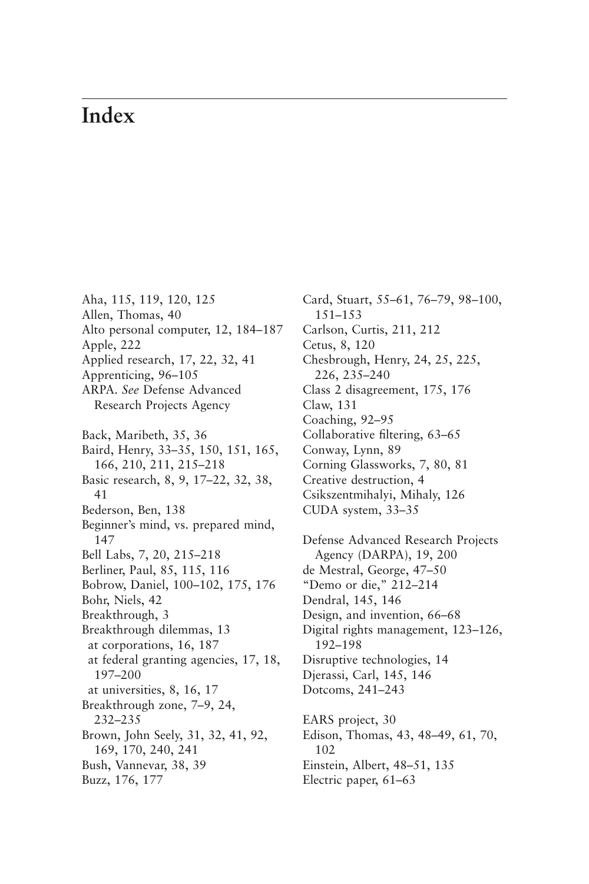# Index

Aha, 115, 119, 120, 125
Allen, Thomas, 40
Alto personal computer, 12, 184–187
Apple, 222
Applied research, 17, 22, 32, 41
Apprenticing, 96–105
ARPA. *See* Defense Advanced Research Projects Agency

Back, Maribeth, 35, 36
Baird, Henry, 33–35, 150, 151, 165, 166, 210, 211, 215–218
Basic research, 8, 9, 17–22, 32, 38, 41
Bederson, Ben, 138
Beginner's mind, vs. prepared mind, 147
Bell Labs, 7, 20, 215–218
Berliner, Paul, 85, 115, 116
Bobrow, Daniel, 100–102, 175, 176
Bohr, Niels, 42
Breakthrough, 3
Breakthrough dilemmas, 13
  at corporations, 16, 187
  at federal granting agencies, 17, 18, 197–200
  at universities, 8, 16, 17
Breakthrough zone, 7–9, 24, 232–235
Brown, John Seely, 31, 32, 41, 92, 169, 170, 240, 241
Bush, Vannevar, 38, 39
Buzz, 176, 177

Card, Stuart, 55–61, 76–79, 98–100, 151–153
Carlson, Curtis, 211, 212
Cetus, 8, 120
Chesbrough, Henry, 24, 25, 225, 226, 235–240
Class 2 disagreement, 175, 176
Claw, 131
Coaching, 92–95
Collaborative filtering, 63–65
Conway, Lynn, 89
Corning Glassworks, 7, 80, 81
Creative destruction, 4
Csikszentmihalyi, Mihaly, 126
CUDA system, 33–35

Defense Advanced Research Projects Agency (DARPA), 19, 200
de Mestral, George, 47–50
"Demo or die," 212–214
Dendral, 145, 146
Design, and invention, 66–68
Digital rights management, 123–126, 192–198
Disruptive technologies, 14
Djerassi, Carl, 145, 146
Dotcoms, 241–243

EARS project, 30
Edison, Thomas, 43, 48–49, 61, 70, 102
Einstein, Albert, 48–51, 135
Electric paper, 61–63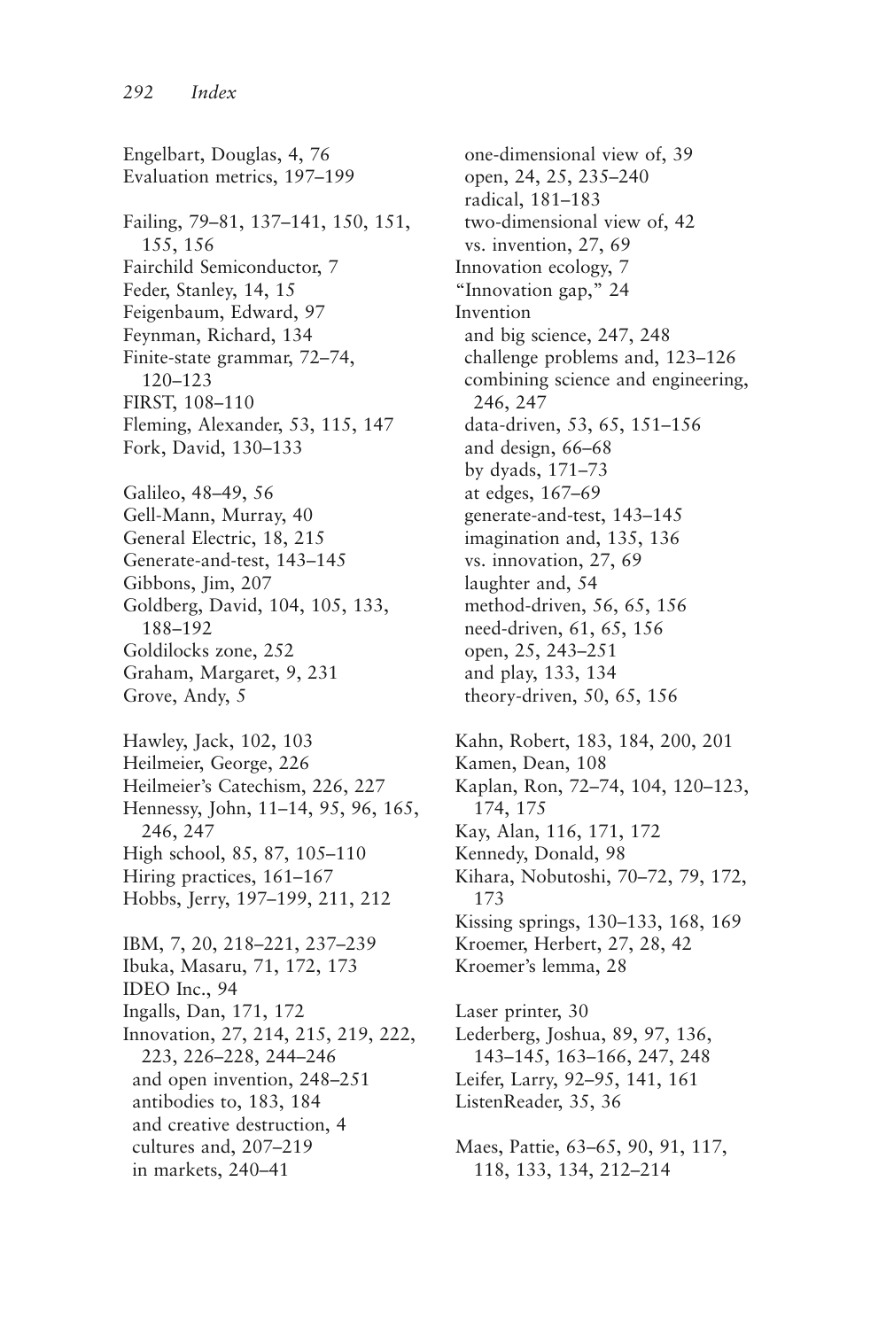Engelbart, Douglas, 4, 76
Evaluation metrics, 197–199

Failing, 79–81, 137–141, 150, 151, 155, 156
Fairchild Semiconductor, 7
Feder, Stanley, 14, 15
Feigenbaum, Edward, 97
Feynman, Richard, 134
Finite-state grammar, 72–74, 120–123
FIRST, 108–110
Fleming, Alexander, 53, 115, 147
Fork, David, 130–133

Galileo, 48–49, 56
Gell-Mann, Murray, 40
General Electric, 18, 215
Generate-and-test, 143–145
Gibbons, Jim, 207
Goldberg, David, 104, 105, 133, 188–192
Goldilocks zone, 252
Graham, Margaret, 9, 231
Grove, Andy, 5

Hawley, Jack, 102, 103
Heilmeier, George, 226
Heilmeier's Catechism, 226, 227
Hennessy, John, 11–14, 95, 96, 165, 246, 247
High school, 85, 87, 105–110
Hiring practices, 161–167
Hobbs, Jerry, 197–199, 211, 212

IBM, 7, 20, 218–221, 237–239
Ibuka, Masaru, 71, 172, 173
IDEO Inc., 94
Ingalls, Dan, 171, 172
Innovation, 27, 214, 215, 219, 222, 223, 226–228, 244–246
  and open invention, 248–251
  antibodies to, 183, 184
  and creative destruction, 4
  cultures and, 207–219
  in markets, 240–41
  one-dimensional view of, 39
  open, 24, 25, 235–240
  radical, 181–183
  two-dimensional view of, 42
  vs. invention, 27, 69
Innovation ecology, 7
"Innovation gap," 24
Invention
  and big science, 247, 248
  challenge problems and, 123–126
  combining science and engineering, 246, 247
  data-driven, 53, 65, 151–156
  and design, 66–68
  by dyads, 171–73
  at edges, 167–69
  generate-and-test, 143–145
  imagination and, 135, 136
  vs. innovation, 27, 69
  laughter and, 54
  method-driven, 56, 65, 156
  need-driven, 61, 65, 156
  open, 25, 243–251
  and play, 133, 134
  theory-driven, 50, 65, 156

Kahn, Robert, 183, 184, 200, 201
Kamen, Dean, 108
Kaplan, Ron, 72–74, 104, 120–123, 174, 175
Kay, Alan, 116, 171, 172
Kennedy, Donald, 98
Kihara, Nobutoshi, 70–72, 79, 172, 173
Kissing springs, 130–133, 168, 169
Kroemer, Herbert, 27, 28, 42
Kroemer's lemma, 28

Laser printer, 30
Lederberg, Joshua, 89, 97, 136, 143–145, 163–166, 247, 248
Leifer, Larry, 92–95, 141, 161
ListenReader, 35, 36

Maes, Pattie, 63–65, 90, 91, 117, 118, 133, 134, 212–214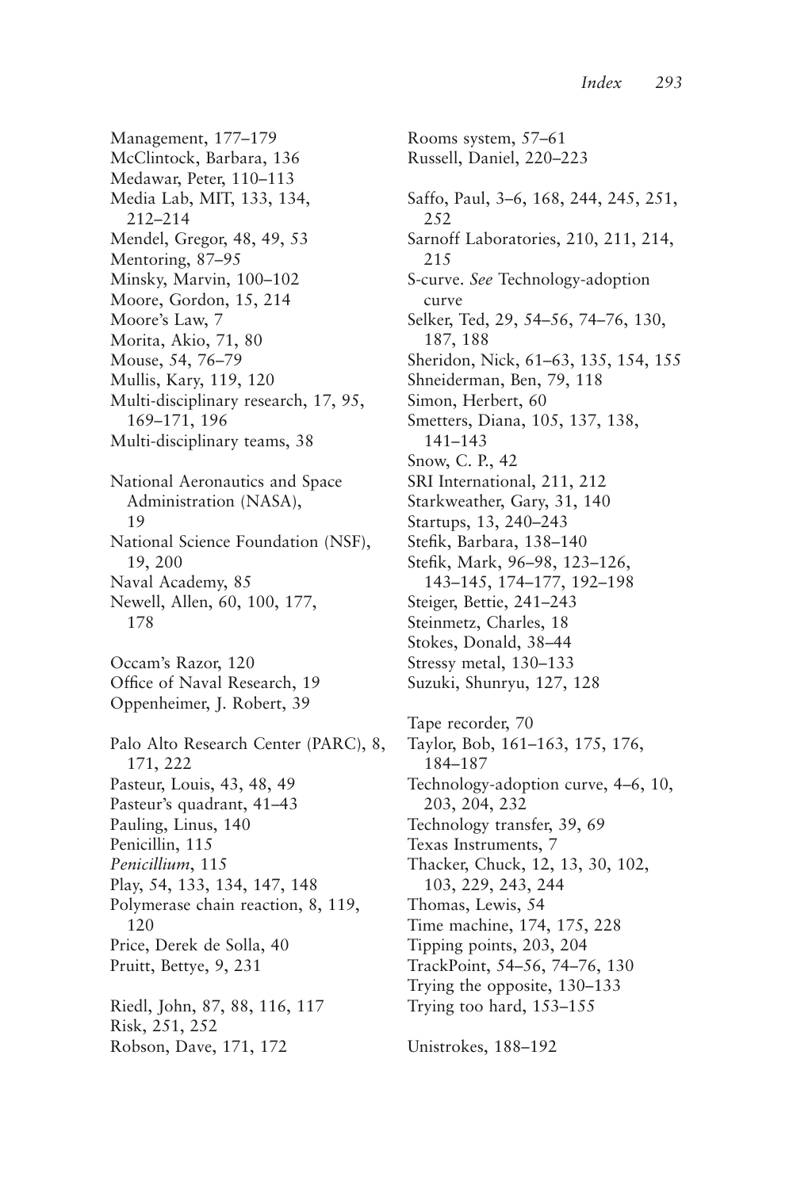Management, 177–179
McClintock, Barbara, 136
Medawar, Peter, 110–113
Media Lab, MIT, 133, 134, 212–214
Mendel, Gregor, 48, 49, 53
Mentoring, 87–95
Minsky, Marvin, 100–102
Moore, Gordon, 15, 214
Moore's Law, 7
Morita, Akio, 71, 80
Mouse, 54, 76–79
Mullis, Kary, 119, 120
Multi-disciplinary research, 17, 95, 169–171, 196
Multi-disciplinary teams, 38

National Aeronautics and Space Administration (NASA), 19
National Science Foundation (NSF), 19, 200
Naval Academy, 85
Newell, Allen, 60, 100, 177, 178

Occam's Razor, 120
Office of Naval Research, 19
Oppenheimer, J. Robert, 39

Palo Alto Research Center (PARC), 8, 171, 222
Pasteur, Louis, 43, 48, 49
Pasteur's quadrant, 41–43
Pauling, Linus, 140
Penicillin, 115
*Penicillium*, 115
Play, 54, 133, 134, 147, 148
Polymerase chain reaction, 8, 119, 120
Price, Derek de Solla, 40
Pruitt, Bettye, 9, 231

Riedl, John, 87, 88, 116, 117
Risk, 251, 252
Robson, Dave, 171, 172
Rooms system, 57–61
Russell, Daniel, 220–223

Saffo, Paul, 3–6, 168, 244, 245, 251, 252
Sarnoff Laboratories, 210, 211, 214, 215
S-curve. *See* Technology-adoption curve
Selker, Ted, 29, 54–56, 74–76, 130, 187, 188
Sheridon, Nick, 61–63, 135, 154, 155
Shneiderman, Ben, 79, 118
Simon, Herbert, 60
Smetters, Diana, 105, 137, 138, 141–143
Snow, C. P., 42
SRI International, 211, 212
Starkweather, Gary, 31, 140
Startups, 13, 240–243
Stefik, Barbara, 138–140
Stefik, Mark, 96–98, 123–126, 143–145, 174–177, 192–198
Steiger, Bettie, 241–243
Steinmetz, Charles, 18
Stokes, Donald, 38–44
Stressy metal, 130–133
Suzuki, Shunryu, 127, 128

Tape recorder, 70
Taylor, Bob, 161–163, 175, 176, 184–187
Technology-adoption curve, 4–6, 10, 203, 204, 232
Technology transfer, 39, 69
Texas Instruments, 7
Thacker, Chuck, 12, 13, 30, 102, 103, 229, 243, 244
Thomas, Lewis, 54
Time machine, 174, 175, 228
Tipping points, 203, 204
TrackPoint, 54–56, 74–76, 130
Trying the opposite, 130–133
Trying too hard, 153–155

Unistrokes, 188–192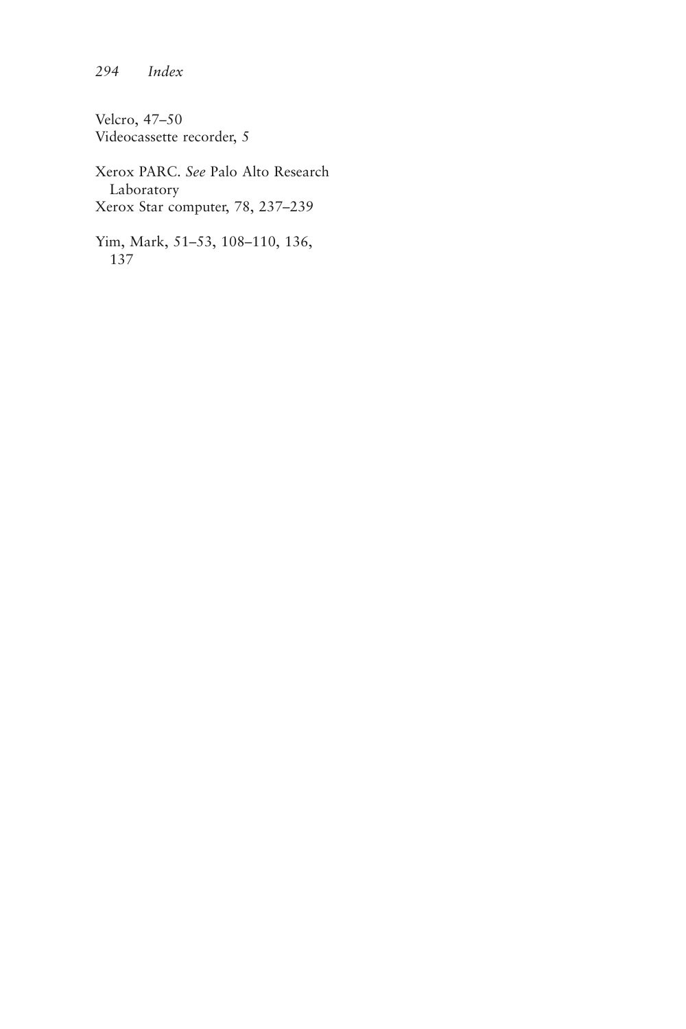Velcro, 47–50
Videocassette recorder, 5

Xerox PARC. *See* Palo Alto Research Laboratory
Xerox Star computer, 78, 237–239

Yim, Mark, 51–53, 108–110, 136, 137